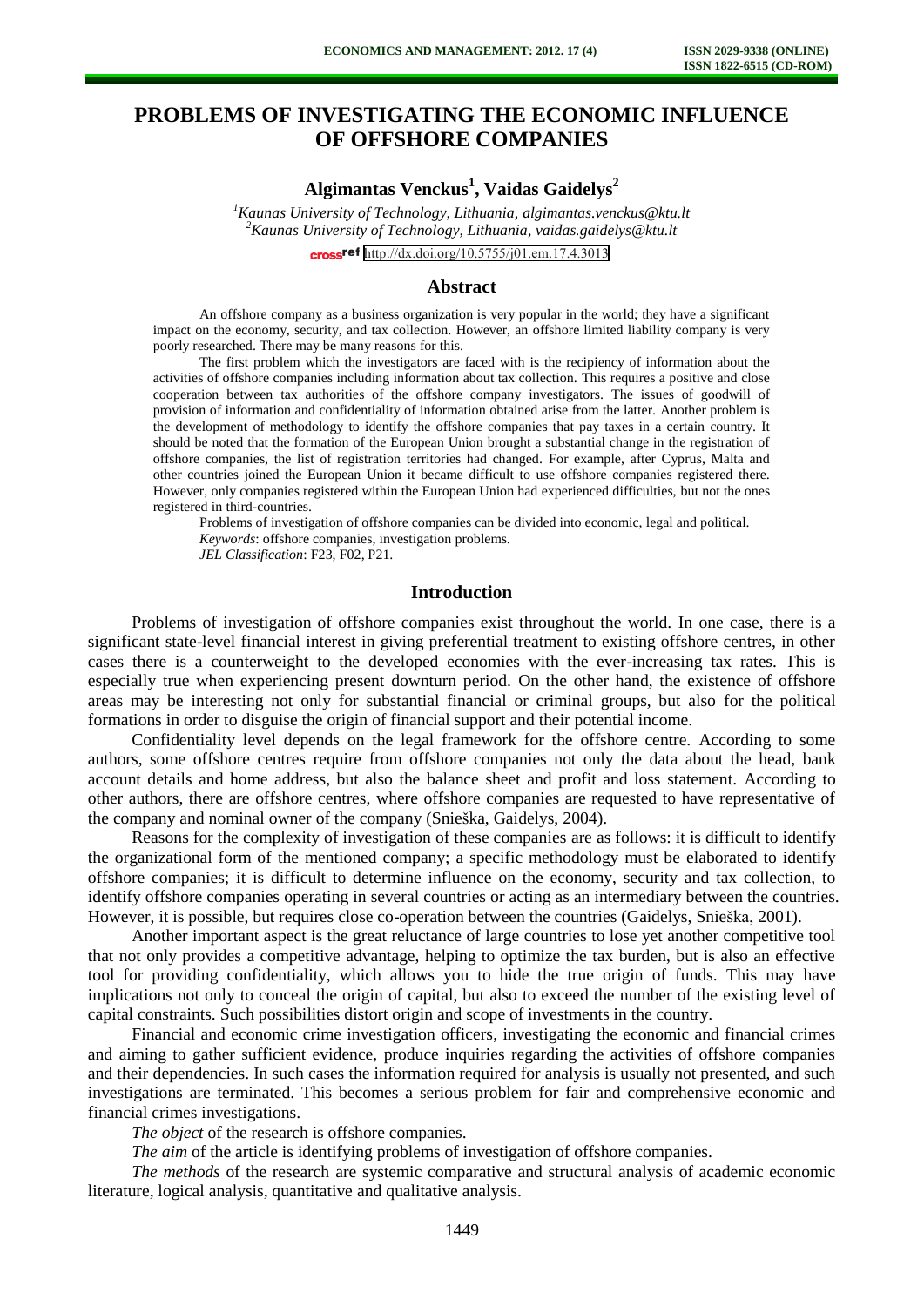# PROBLEMS OF INVESTIGATING THE ECONOMIC INFLUENCE OF OFFSHORE COMPANIES

**Algimantas Venckus[1], Vaidas Gaidelys[2]**

*[1]Kaunas University of Technology, Lithuania, algimantas.venckus@ktu.lt*
*[2]Kaunas University of Technology, Lithuania, vaidas.gaidelys@ktu.lt*

http://dx.doi.org/10.5755/j01.em.17.4.3013

## Abstract

An offshore company as a business organization is very popular in the world; they have a significant impact on the economy, security, and tax collection. However, an offshore limited liability company is very poorly researched. There may be many reasons for this.

The first problem which the investigators are faced with is the recipiency of information about the activities of offshore companies including information about tax collection. This requires a positive and close cooperation between tax authorities of the offshore company investigators. The issues of goodwill of provision of information and confidentiality of information obtained arise from the latter. Another problem is the development of methodology to identify the offshore companies that pay taxes in a certain country. It should be noted that the formation of the European Union brought a substantial change in the registration of offshore companies, the list of registration territories had changed. For example, after Cyprus, Malta and other countries joined the European Union it became difficult to use offshore companies registered there. However, only companies registered within the European Union had experienced difficulties, but not the ones registered in third-countries.

Problems of investigation of offshore companies can be divided into economic, legal and political.

*Keywords*: offshore companies, investigation problems.

*JEL Classification*: F23, F02, P21.

## Introduction

Problems of investigation of offshore companies exist throughout the world. In one case, there is a significant state-level financial interest in giving preferential treatment to existing offshore centres, in other cases there is a counterweight to the developed economies with the ever-increasing tax rates. This is especially true when experiencing present downturn period. On the other hand, the existence of offshore areas may be interesting not only for substantial financial or criminal groups, but also for the political formations in order to disguise the origin of financial support and their potential income.

Confidentiality level depends on the legal framework for the offshore centre. According to some authors, some offshore centres require from offshore companies not only the data about the head, bank account details and home address, but also the balance sheet and profit and loss statement. According to other authors, there are offshore centres, where offshore companies are requested to have representative of the company and nominal owner of the company (Snieška, Gaidelys, 2004).

Reasons for the complexity of investigation of these companies are as follows: it is difficult to identify the organizational form of the mentioned company; a specific methodology must be elaborated to identify offshore companies; it is difficult to determine influence on the economy, security and tax collection, to identify offshore companies operating in several countries or acting as an intermediary between the countries. However, it is possible, but requires close co-operation between the countries (Gaidelys, Snieška, 2001).

Another important aspect is the great reluctance of large countries to lose yet another competitive tool that not only provides a competitive advantage, helping to optimize the tax burden, but is also an effective tool for providing confidentiality, which allows you to hide the true origin of funds. This may have implications not only to conceal the origin of capital, but also to exceed the number of the existing level of capital constraints. Such possibilities distort origin and scope of investments in the country.

Financial and economic crime investigation officers, investigating the economic and financial crimes and aiming to gather sufficient evidence, produce inquiries regarding the activities of offshore companies and their dependencies. In such cases the information required for analysis is usually not presented, and such investigations are terminated. This becomes a serious problem for fair and comprehensive economic and financial crimes investigations.

*The object* of the research is offshore companies.

*The aim* of the article is identifying problems of investigation of offshore companies.

*The methods* of the research are systemic comparative and structural analysis of academic economic literature, logical analysis, quantitative and qualitative analysis.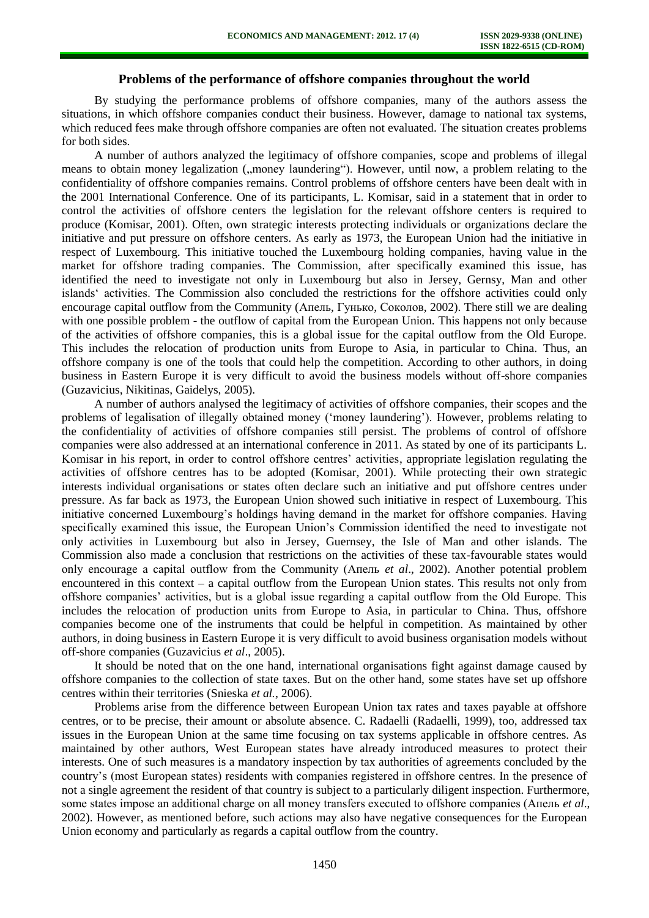## Problems of the performance of offshore companies throughout the world

By studying the performance problems of offshore companies, many of the authors assess the situations, in which offshore companies conduct their business. However, damage to national tax systems, which reduced fees make through offshore companies are often not evaluated. The situation creates problems for both sides.

A number of authors analyzed the legitimacy of offshore companies, scope and problems of illegal means to obtain money legalization („money laundering"). However, until now, a problem relating to the confidentiality of offshore companies remains. Control problems of offshore centers have been dealt with in the 2001 International Conference. One of its participants, L. Komisar, said in a statement that in order to control the activities of offshore centers the legislation for the relevant offshore centers is required to produce (Komisar, 2001). Often, own strategic interests protecting individuals or organizations declare the initiative and put pressure on offshore centers. As early as 1973, the European Union had the initiative in respect of Luxembourg. This initiative touched the Luxembourg holding companies, having value in the market for offshore trading companies. The Commission, after specifically examined this issue, has identified the need to investigate not only in Luxembourg but also in Jersey, Gernsy, Man and other islands' activities. The Commission also concluded the restrictions for the offshore activities could only encourage capital outflow from the Community (Апель, Гунько, Соколов, 2002). There still we are dealing with one possible problem - the outflow of capital from the European Union. This happens not only because of the activities of offshore companies, this is a global issue for the capital outflow from the Old Europe. This includes the relocation of production units from Europe to Asia, in particular to China. Thus, an offshore company is one of the tools that could help the competition. According to other authors, in doing business in Eastern Europe it is very difficult to avoid the business models without off-shore companies (Guzavicius, Nikitinas, Gaidelys, 2005).

A number of authors analysed the legitimacy of activities of offshore companies, their scopes and the problems of legalisation of illegally obtained money ('money laundering'). However, problems relating to the confidentiality of activities of offshore companies still persist. The problems of control of offshore companies were also addressed at an international conference in 2011. As stated by one of its participants L. Komisar in his report, in order to control offshore centres' activities, appropriate legislation regulating the activities of offshore centres has to be adopted (Komisar, 2001). While protecting their own strategic interests individual organisations or states often declare such an initiative and put offshore centres under pressure. As far back as 1973, the European Union showed such initiative in respect of Luxembourg. This initiative concerned Luxembourg's holdings having demand in the market for offshore companies. Having specifically examined this issue, the European Union's Commission identified the need to investigate not only activities in Luxembourg but also in Jersey, Guernsey, the Isle of Man and other islands. The Commission also made a conclusion that restrictions on the activities of these tax-favourable states would only encourage a capital outflow from the Community (Апель *et al*., 2002). Another potential problem encountered in this context – a capital outflow from the European Union states. This results not only from offshore companies' activities, but is a global issue regarding a capital outflow from the Old Europe. This includes the relocation of production units from Europe to Asia, in particular to China. Thus, offshore companies become one of the instruments that could be helpful in competition. As maintained by other authors, in doing business in Eastern Europe it is very difficult to avoid business organisation models without off-shore companies (Guzavicius *et al*., 2005).

It should be noted that on the one hand, international organisations fight against damage caused by offshore companies to the collection of state taxes. But on the other hand, some states have set up offshore centres within their territories (Snieska *et al.*, 2006).

Problems arise from the difference between European Union tax rates and taxes payable at offshore centres, or to be precise, their amount or absolute absence. C. Radaelli (Radaelli, 1999), too, addressed tax issues in the European Union at the same time focusing on tax systems applicable in offshore centres. As maintained by other authors, West European states have already introduced measures to protect their interests. One of such measures is a mandatory inspection by tax authorities of agreements concluded by the country's (most European states) residents with companies registered in offshore centres. In the presence of not a single agreement the resident of that country is subject to a particularly diligent inspection. Furthermore, some states impose an additional charge on all money transfers executed to offshore companies (Апель *et al*., 2002). However, as mentioned before, such actions may also have negative consequences for the European Union economy and particularly as regards a capital outflow from the country.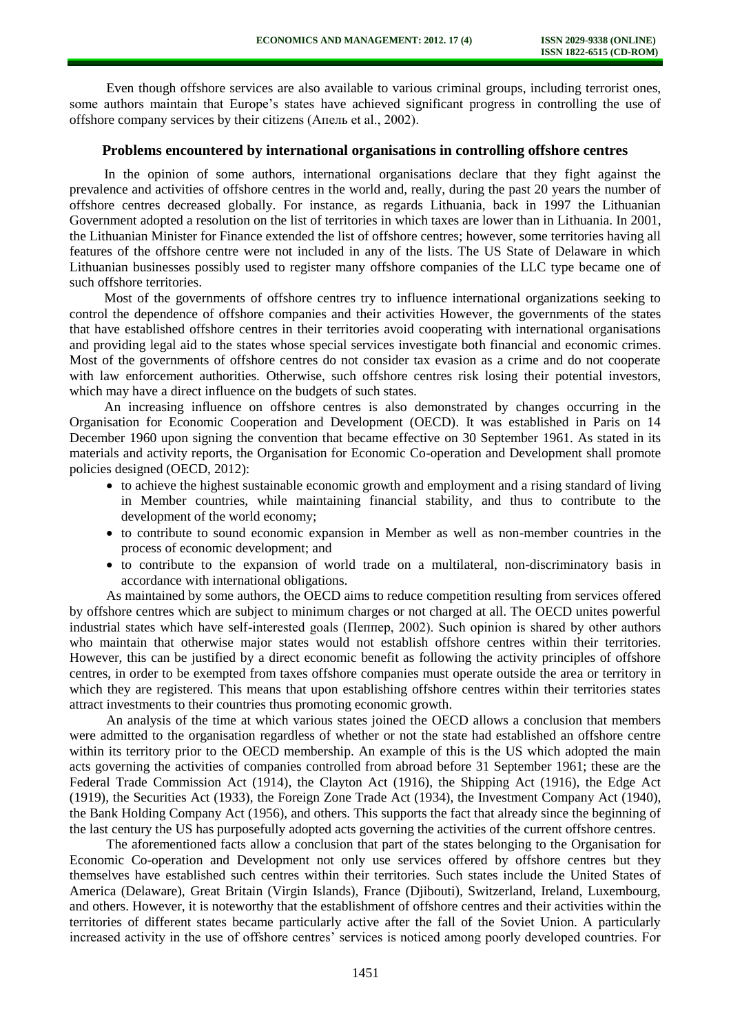Even though offshore services are also available to various criminal groups, including terrorist ones, some authors maintain that Europe's states have achieved significant progress in controlling the use of offshore company services by their citizens (Апель et al., 2002).

## Problems encountered by international organisations in controlling offshore centres

In the opinion of some authors, international organisations declare that they fight against the prevalence and activities of offshore centres in the world and, really, during the past 20 years the number of offshore centres decreased globally. For instance, as regards Lithuania, back in 1997 the Lithuanian Government adopted a resolution on the list of territories in which taxes are lower than in Lithuania. In 2001, the Lithuanian Minister for Finance extended the list of offshore centres; however, some territories having all features of the offshore centre were not included in any of the lists. The US State of Delaware in which Lithuanian businesses possibly used to register many offshore companies of the LLC type became one of such offshore territories.

Most of the governments of offshore centres try to influence international organizations seeking to control the dependence of offshore companies and their activities However, the governments of the states that have established offshore centres in their territories avoid cooperating with international organisations and providing legal aid to the states whose special services investigate both financial and economic crimes. Most of the governments of offshore centres do not consider tax evasion as a crime and do not cooperate with law enforcement authorities. Otherwise, such offshore centres risk losing their potential investors, which may have a direct influence on the budgets of such states.

An increasing influence on offshore centres is also demonstrated by changes occurring in the Organisation for Economic Cooperation and Development (OECD). It was established in Paris on 14 December 1960 upon signing the convention that became effective on 30 September 1961. As stated in its materials and activity reports, the Organisation for Economic Co-operation and Development shall promote policies designed (OECD, 2012):

- to achieve the highest sustainable economic growth and employment and a rising standard of living in Member countries, while maintaining financial stability, and thus to contribute to the development of the world economy;
- to contribute to sound economic expansion in Member as well as non-member countries in the process of economic development; and
- to contribute to the expansion of world trade on a multilateral, non-discriminatory basis in accordance with international obligations.

As maintained by some authors, the OECD aims to reduce competition resulting from services offered by offshore centres which are subject to minimum charges or not charged at all. The OECD unites powerful industrial states which have self-interested goals (Пеппер, 2002). Such opinion is shared by other authors who maintain that otherwise major states would not establish offshore centres within their territories. However, this can be justified by a direct economic benefit as following the activity principles of offshore centres, in order to be exempted from taxes offshore companies must operate outside the area or territory in which they are registered. This means that upon establishing offshore centres within their territories states attract investments to their countries thus promoting economic growth.

An analysis of the time at which various states joined the OECD allows a conclusion that members were admitted to the organisation regardless of whether or not the state had established an offshore centre within its territory prior to the OECD membership. An example of this is the US which adopted the main acts governing the activities of companies controlled from abroad before 31 September 1961; these are the Federal Trade Commission Act (1914), the Clayton Act (1916), the Shipping Act (1916), the Edge Act (1919), the Securities Act (1933), the Foreign Zone Trade Act (1934), the Investment Company Act (1940), the Bank Holding Company Act (1956), and others. This supports the fact that already since the beginning of the last century the US has purposefully adopted acts governing the activities of the current offshore centres.

The aforementioned facts allow a conclusion that part of the states belonging to the Organisation for Economic Co-operation and Development not only use services offered by offshore centres but they themselves have established such centres within their territories. Such states include the United States of America (Delaware), Great Britain (Virgin Islands), France (Djibouti), Switzerland, Ireland, Luxembourg, and others. However, it is noteworthy that the establishment of offshore centres and their activities within the territories of different states became particularly active after the fall of the Soviet Union. A particularly increased activity in the use of offshore centres' services is noticed among poorly developed countries. For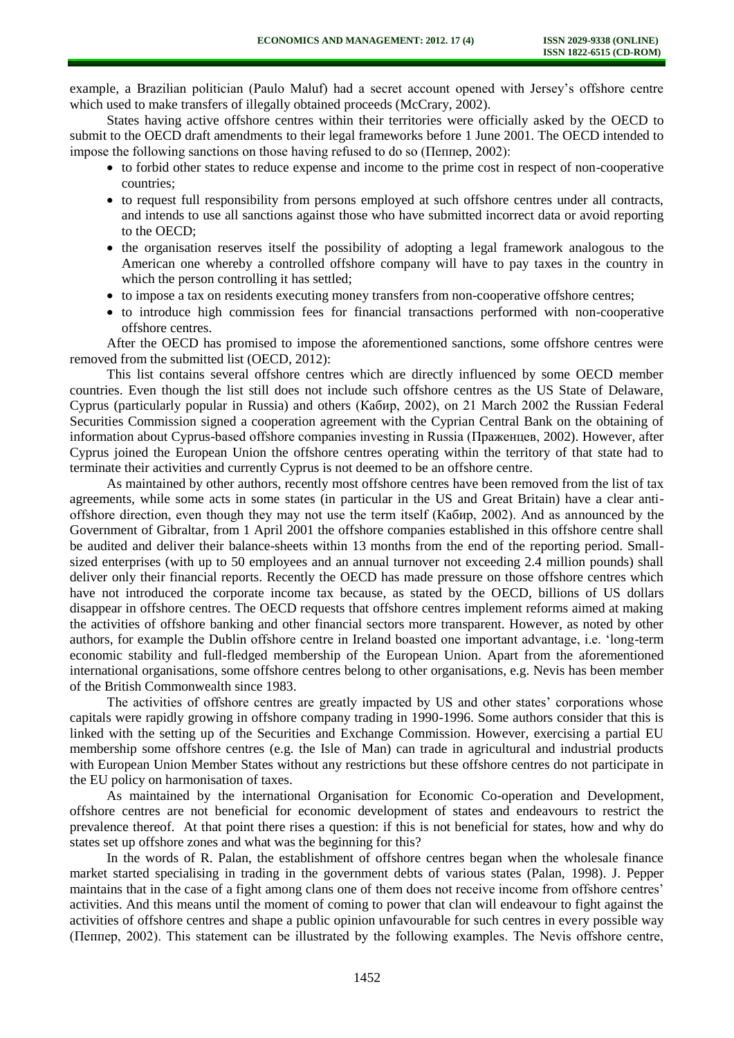example, a Brazilian politician (Paulo Maluf) had a secret account opened with Jersey's offshore centre which used to make transfers of illegally obtained proceeds (McCrary, 2002).

States having active offshore centres within their territories were officially asked by the OECD to submit to the OECD draft amendments to their legal frameworks before 1 June 2001. The OECD intended to impose the following sanctions on those having refused to do so (Пеппер, 2002):

- to forbid other states to reduce expense and income to the prime cost in respect of non-cooperative countries;
- to request full responsibility from persons employed at such offshore centres under all contracts, and intends to use all sanctions against those who have submitted incorrect data or avoid reporting to the OECD;
- the organisation reserves itself the possibility of adopting a legal framework analogous to the American one whereby a controlled offshore company will have to pay taxes in the country in which the person controlling it has settled;
- to impose a tax on residents executing money transfers from non-cooperative offshore centres;
- to introduce high commission fees for financial transactions performed with non-cooperative offshore centres.

After the OECD has promised to impose the aforementioned sanctions, some offshore centres were removed from the submitted list (OECD, 2012):

This list contains several offshore centres which are directly influenced by some OECD member countries. Even though the list still does not include such offshore centres as the US State of Delaware, Cyprus (particularly popular in Russia) and others (Кабир, 2002), on 21 March 2002 the Russian Federal Securities Commission signed a cooperation agreement with the Cyprian Central Bank on the obtaining of information about Cyprus-based offshore companies investing in Russia (Праженцев, 2002). However, after Cyprus joined the European Union the offshore centres operating within the territory of that state had to terminate their activities and currently Cyprus is not deemed to be an offshore centre.

As maintained by other authors, recently most offshore centres have been removed from the list of tax agreements, while some acts in some states (in particular in the US and Great Britain) have a clear anti-offshore direction, even though they may not use the term itself (Кабир, 2002). And as announced by the Government of Gibraltar, from 1 April 2001 the offshore companies established in this offshore centre shall be audited and deliver their balance-sheets within 13 months from the end of the reporting period. Small-sized enterprises (with up to 50 employees and an annual turnover not exceeding 2.4 million pounds) shall deliver only their financial reports. Recently the OECD has made pressure on those offshore centres which have not introduced the corporate income tax because, as stated by the OECD, billions of US dollars disappear in offshore centres. The OECD requests that offshore centres implement reforms aimed at making the activities of offshore banking and other financial sectors more transparent. However, as noted by other authors, for example the Dublin offshore centre in Ireland boasted one important advantage, i.e. 'long-term economic stability and full-fledged membership of the European Union. Apart from the aforementioned international organisations, some offshore centres belong to other organisations, e.g. Nevis has been member of the British Commonwealth since 1983.

The activities of offshore centres are greatly impacted by US and other states' corporations whose capitals were rapidly growing in offshore company trading in 1990-1996. Some authors consider that this is linked with the setting up of the Securities and Exchange Commission. However, exercising a partial EU membership some offshore centres (e.g. the Isle of Man) can trade in agricultural and industrial products with European Union Member States without any restrictions but these offshore centres do not participate in the EU policy on harmonisation of taxes.

As maintained by the international Organisation for Economic Co-operation and Development, offshore centres are not beneficial for economic development of states and endeavours to restrict the prevalence thereof. At that point there rises a question: if this is not beneficial for states, how and why do states set up offshore zones and what was the beginning for this?

In the words of R. Palan, the establishment of offshore centres began when the wholesale finance market started specialising in trading in the government debts of various states (Palan, 1998). J. Pepper maintains that in the case of a fight among clans one of them does not receive income from offshore centres' activities. And this means until the moment of coming to power that clan will endeavour to fight against the activities of offshore centres and shape a public opinion unfavourable for such centres in every possible way (Пеппер, 2002). This statement can be illustrated by the following examples. The Nevis offshore centre,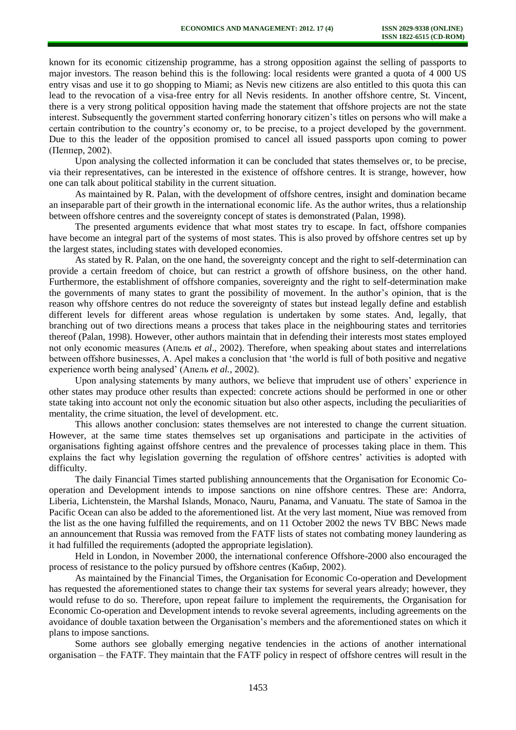known for its economic citizenship programme, has a strong opposition against the selling of passports to major investors. The reason behind this is the following: local residents were granted a quota of 4 000 US entry visas and use it to go shopping to Miami; as Nevis new citizens are also entitled to this quota this can lead to the revocation of a visa-free entry for all Nevis residents. In another offshore centre, St. Vincent, there is a very strong political opposition having made the statement that offshore projects are not the state interest. Subsequently the government started conferring honorary citizen's titles on persons who will make a certain contribution to the country's economy or, to be precise, to a project developed by the government. Due to this the leader of the opposition promised to cancel all issued passports upon coming to power (Пеппер, 2002).

Upon analysing the collected information it can be concluded that states themselves or, to be precise, via their representatives, can be interested in the existence of offshore centres. It is strange, however, how one can talk about political stability in the current situation.

As maintained by R. Palan, with the development of offshore centres, insight and domination became an inseparable part of their growth in the international economic life. As the author writes, thus a relationship between offshore centres and the sovereignty concept of states is demonstrated (Palan, 1998).

The presented arguments evidence that what most states try to escape. In fact, offshore companies have become an integral part of the systems of most states. This is also proved by offshore centres set up by the largest states, including states with developed economies.

As stated by R. Palan, on the one hand, the sovereignty concept and the right to self-determination can provide a certain freedom of choice, but can restrict a growth of offshore business, on the other hand. Furthermore, the establishment of offshore companies, sovereignty and the right to self-determination make the governments of many states to grant the possibility of movement. In the author's opinion, that is the reason why offshore centres do not reduce the sovereignty of states but instead legally define and establish different levels for different areas whose regulation is undertaken by some states. And, legally, that branching out of two directions means a process that takes place in the neighbouring states and territories thereof (Palan, 1998). However, other authors maintain that in defending their interests most states employed not only economic measures (Апель *et al*., 2002). Therefore, when speaking about states and interrelations between offshore businesses, A. Apel makes a conclusion that 'the world is full of both positive and negative experience worth being analysed' (Апель *et al.*, 2002).

Upon analysing statements by many authors, we believe that imprudent use of others' experience in other states may produce other results than expected: concrete actions should be performed in one or other state taking into account not only the economic situation but also other aspects, including the peculiarities of mentality, the crime situation, the level of development. etc.

This allows another conclusion: states themselves are not interested to change the current situation. However, at the same time states themselves set up organisations and participate in the activities of organisations fighting against offshore centres and the prevalence of processes taking place in them. This explains the fact why legislation governing the regulation of offshore centres' activities is adopted with difficulty.

The daily Financial Times started publishing announcements that the Organisation for Economic Co-operation and Development intends to impose sanctions on nine offshore centres. These are: Andorra, Liberia, Lichtenstein, the Marshal Islands, Monaco, Nauru, Panama, and Vanuatu. The state of Samoa in the Pacific Ocean can also be added to the aforementioned list. At the very last moment, Niue was removed from the list as the one having fulfilled the requirements, and on 11 October 2002 the news TV BBC News made an announcement that Russia was removed from the FATF lists of states not combating money laundering as it had fulfilled the requirements (adopted the appropriate legislation).

Held in London, in November 2000, the international conference Offshore-2000 also encouraged the process of resistance to the policy pursued by offshore centres (Кабир, 2002).

As maintained by the Financial Times, the Organisation for Economic Co-operation and Development has requested the aforementioned states to change their tax systems for several years already; however, they would refuse to do so. Therefore, upon repeat failure to implement the requirements, the Organisation for Economic Co-operation and Development intends to revoke several agreements, including agreements on the avoidance of double taxation between the Organisation's members and the aforementioned states on which it plans to impose sanctions.

Some authors see globally emerging negative tendencies in the actions of another international organisation – the FATF. They maintain that the FATF policy in respect of offshore centres will result in the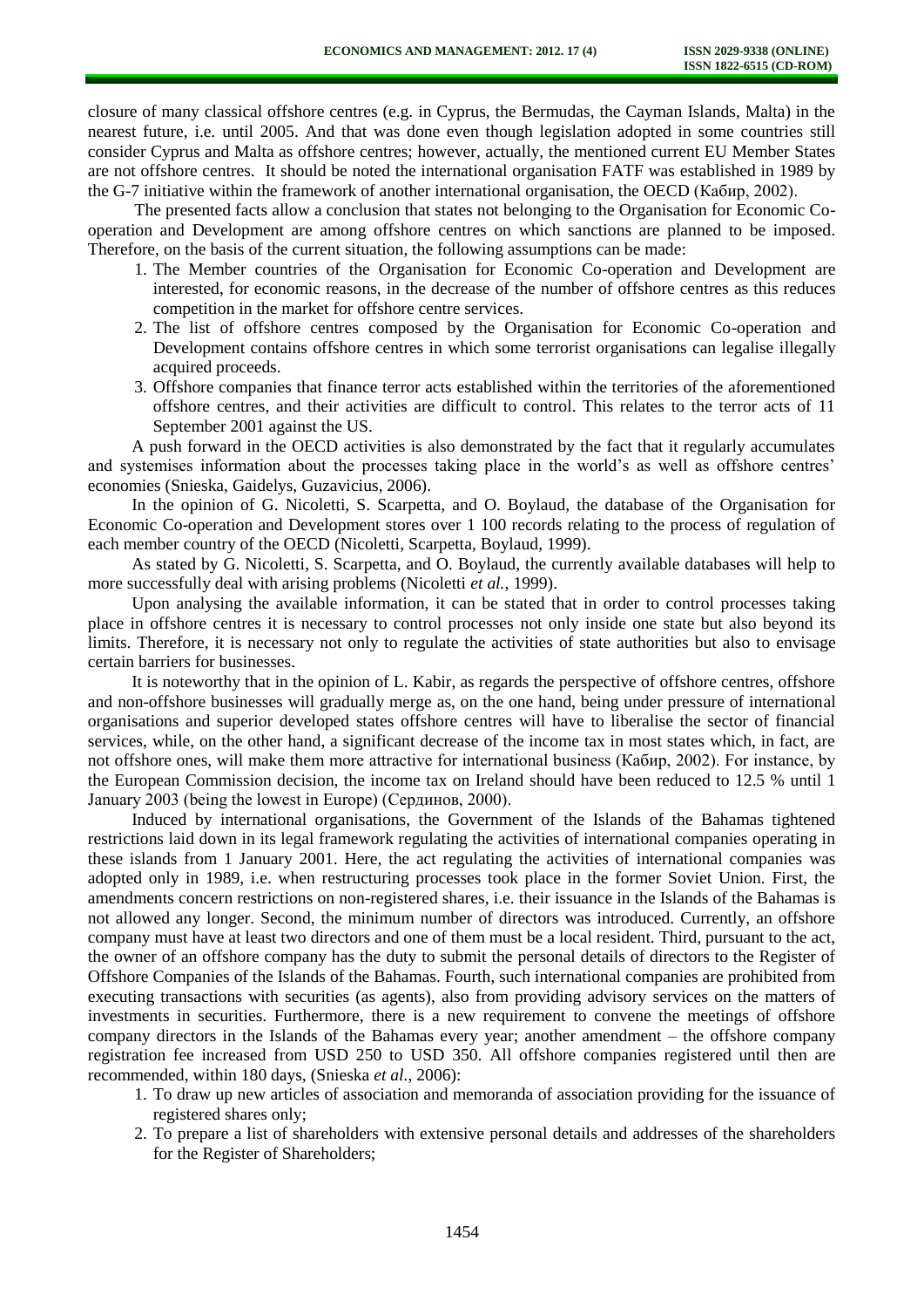closure of many classical offshore centres (e.g. in Cyprus, the Bermudas, the Cayman Islands, Malta) in the nearest future, i.e. until 2005. And that was done even though legislation adopted in some countries still consider Cyprus and Malta as offshore centres; however, actually, the mentioned current EU Member States are not offshore centres. It should be noted the international organisation FATF was established in 1989 by the G-7 initiative within the framework of another international organisation, the OECD (Кабир, 2002).

The presented facts allow a conclusion that states not belonging to the Organisation for Economic Co-operation and Development are among offshore centres on which sanctions are planned to be imposed. Therefore, on the basis of the current situation, the following assumptions can be made:

1. The Member countries of the Organisation for Economic Co-operation and Development are interested, for economic reasons, in the decrease of the number of offshore centres as this reduces competition in the market for offshore centre services.
2. The list of offshore centres composed by the Organisation for Economic Co-operation and Development contains offshore centres in which some terrorist organisations can legalise illegally acquired proceeds.
3. Offshore companies that finance terror acts established within the territories of the aforementioned offshore centres, and their activities are difficult to control. This relates to the terror acts of 11 September 2001 against the US.

A push forward in the OECD activities is also demonstrated by the fact that it regularly accumulates and systemises information about the processes taking place in the world's as well as offshore centres' economies (Snieska, Gaidelys, Guzavicius, 2006).

In the opinion of G. Nicoletti, S. Scarpetta, and O. Boylaud, the database of the Organisation for Economic Co-operation and Development stores over 1 100 records relating to the process of regulation of each member country of the OECD (Nicoletti, Scarpetta, Boylaud, 1999).

As stated by G. Nicoletti, S. Scarpetta, and O. Boylaud, the currently available databases will help to more successfully deal with arising problems (Nicoletti *et al.*, 1999).

Upon analysing the available information, it can be stated that in order to control processes taking place in offshore centres it is necessary to control processes not only inside one state but also beyond its limits. Therefore, it is necessary not only to regulate the activities of state authorities but also to envisage certain barriers for businesses.

It is noteworthy that in the opinion of L. Kabir, as regards the perspective of offshore centres, offshore and non-offshore businesses will gradually merge as, on the one hand, being under pressure of international organisations and superior developed states offshore centres will have to liberalise the sector of financial services, while, on the other hand, a significant decrease of the income tax in most states which, in fact, are not offshore ones, will make them more attractive for international business (Кабир, 2002). For instance, by the European Commission decision, the income tax on Ireland should have been reduced to 12.5 % until 1 January 2003 (being the lowest in Europe) (Сердинов, 2000).

Induced by international organisations, the Government of the Islands of the Bahamas tightened restrictions laid down in its legal framework regulating the activities of international companies operating in these islands from 1 January 2001. Here, the act regulating the activities of international companies was adopted only in 1989, i.e. when restructuring processes took place in the former Soviet Union. First, the amendments concern restrictions on non-registered shares, i.e. their issuance in the Islands of the Bahamas is not allowed any longer. Second, the minimum number of directors was introduced. Currently, an offshore company must have at least two directors and one of them must be a local resident. Third, pursuant to the act, the owner of an offshore company has the duty to submit the personal details of directors to the Register of Offshore Companies of the Islands of the Bahamas. Fourth, such international companies are prohibited from executing transactions with securities (as agents), also from providing advisory services on the matters of investments in securities. Furthermore, there is a new requirement to convene the meetings of offshore company directors in the Islands of the Bahamas every year; another amendment – the offshore company registration fee increased from USD 250 to USD 350. All offshore companies registered until then are recommended, within 180 days, (Snieska *et al.*, 2006):

1. To draw up new articles of association and memoranda of association providing for the issuance of registered shares only;
2. To prepare a list of shareholders with extensive personal details and addresses of the shareholders for the Register of Shareholders;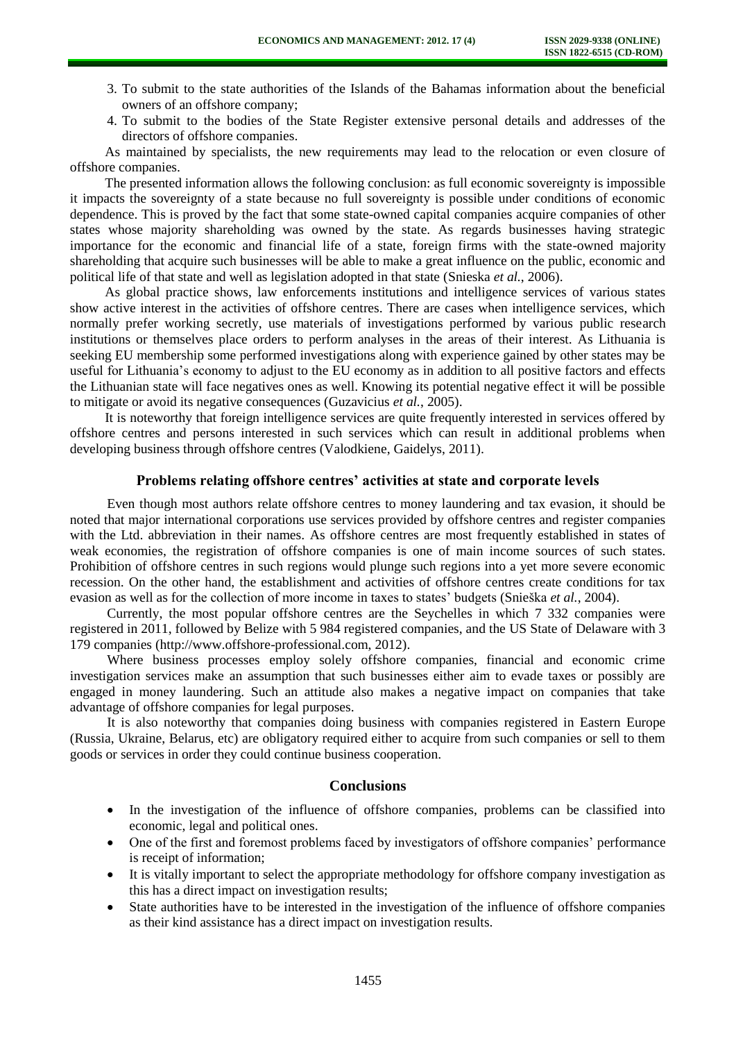3. To submit to the state authorities of the Islands of the Bahamas information about the beneficial owners of an offshore company;
4. To submit to the bodies of the State Register extensive personal details and addresses of the directors of offshore companies.

As maintained by specialists, the new requirements may lead to the relocation or even closure of offshore companies.

The presented information allows the following conclusion: as full economic sovereignty is impossible it impacts the sovereignty of a state because no full sovereignty is possible under conditions of economic dependence. This is proved by the fact that some state-owned capital companies acquire companies of other states whose majority shareholding was owned by the state. As regards businesses having strategic importance for the economic and financial life of a state, foreign firms with the state-owned majority shareholding that acquire such businesses will be able to make a great influence on the public, economic and political life of that state and well as legislation adopted in that state (Snieska *et al.*, 2006).

As global practice shows, law enforcements institutions and intelligence services of various states show active interest in the activities of offshore centres. There are cases when intelligence services, which normally prefer working secretly, use materials of investigations performed by various public research institutions or themselves place orders to perform analyses in the areas of their interest. As Lithuania is seeking EU membership some performed investigations along with experience gained by other states may be useful for Lithuania's economy to adjust to the EU economy as in addition to all positive factors and effects the Lithuanian state will face negatives ones as well. Knowing its potential negative effect it will be possible to mitigate or avoid its negative consequences (Guzavicius *et al.*, 2005).

It is noteworthy that foreign intelligence services are quite frequently interested in services offered by offshore centres and persons interested in such services which can result in additional problems when developing business through offshore centres (Valodkiene, Gaidelys, 2011).

## Problems relating offshore centres' activities at state and corporate levels

Even though most authors relate offshore centres to money laundering and tax evasion, it should be noted that major international corporations use services provided by offshore centres and register companies with the Ltd. abbreviation in their names. As offshore centres are most frequently established in states of weak economies, the registration of offshore companies is one of main income sources of such states. Prohibition of offshore centres in such regions would plunge such regions into a yet more severe economic recession. On the other hand, the establishment and activities of offshore centres create conditions for tax evasion as well as for the collection of more income in taxes to states' budgets (Snieška *et al.*, 2004).

Currently, the most popular offshore centres are the Seychelles in which 7 332 companies were registered in 2011, followed by Belize with 5 984 registered companies, and the US State of Delaware with 3 179 companies (http://www.offshore-professional.com, 2012).

Where business processes employ solely offshore companies, financial and economic crime investigation services make an assumption that such businesses either aim to evade taxes or possibly are engaged in money laundering. Such an attitude also makes a negative impact on companies that take advantage of offshore companies for legal purposes.

It is also noteworthy that companies doing business with companies registered in Eastern Europe (Russia, Ukraine, Belarus, etc) are obligatory required either to acquire from such companies or sell to them goods or services in order they could continue business cooperation.

## Conclusions

- In the investigation of the influence of offshore companies, problems can be classified into economic, legal and political ones.
- One of the first and foremost problems faced by investigators of offshore companies' performance is receipt of information;
- It is vitally important to select the appropriate methodology for offshore company investigation as this has a direct impact on investigation results;
- State authorities have to be interested in the investigation of the influence of offshore companies as their kind assistance has a direct impact on investigation results.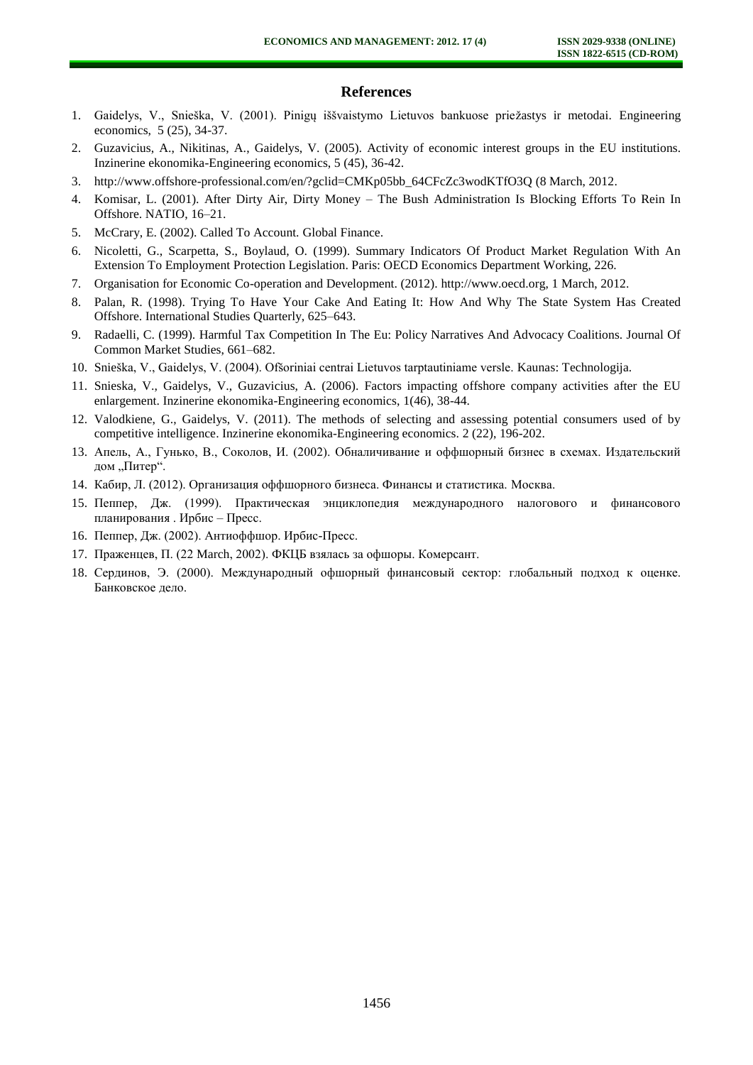## References

1. Gaidelys, V., Snieška, V. (2001). Pinigų iššvaistymo Lietuvos bankuose priežastys ir metodai. Engineering economics, 5 (25), 34-37.
2. Guzavicius, A., Nikitinas, A., Gaidelys, V. (2005). Activity of economic interest groups in the EU institutions. Inzinerine ekonomika-Engineering economics, 5 (45), 36-42.
3. http://www.offshore-professional.com/en/?gclid=CMKp05bb_64CFcZc3wodKTfO3Q (8 March, 2012.
4. Komisar, L. (2001). After Dirty Air, Dirty Money – The Bush Administration Is Blocking Efforts To Rein In Offshore. NATIO, 16–21.
5. McCrary, E. (2002). Called To Account. Global Finance.
6. Nicoletti, G., Scarpetta, S., Boylaud, O. (1999). Summary Indicators Of Product Market Regulation With An Extension To Employment Protection Legislation. Paris: OECD Economics Department Working, 226.
7. Organisation for Economic Co-operation and Development. (2012). http://www.oecd.org, 1 March, 2012.
8. Palan, R. (1998). Trying To Have Your Cake And Eating It: How And Why The State System Has Created Offshore. International Studies Quarterly, 625–643.
9. Radaelli, C. (1999). Harmful Tax Competition In The Eu: Policy Narratives And Advocacy Coalitions. Journal Of Common Market Studies, 661–682.
10. Snieška, V., Gaidelys, V. (2004). Ofšoriniai centrai Lietuvos tarptautiniame versle. Kaunas: Technologija.
11. Snieska, V., Gaidelys, V., Guzavicius, A. (2006). Factors impacting offshore company activities after the EU enlargement. Inzinerine ekonomika-Engineering economics, 1(46), 38-44.
12. Valodkiene, G., Gaidelys, V. (2011). The methods of selecting and assessing potential consumers used of by competitive intelligence. Inzinerine ekonomika-Engineering economics. 2 (22), 196-202.
13. Апель, А., Гунько, В., Соколов, И. (2002). Обналичивание и оффшорный бизнес в схемах. Издательский дом „Питер“.
14. Кабир, Л. (2012). Организация оффшорного бизнеса. Финансы и статистика. Москва.
15. Пеппер, Дж. (1999). Практическая энциклопедия международного налогового и финансового планирования . Ирбис – Пресс.
16. Пеппер, Дж. (2002). Антиоффшор. Ирбис-Пресс.
17. Праженцев, П. (22 March, 2002). ФКЦБ взялась за офшоры. Комерсант.
18. Сердинов, Э. (2000). Международный офшорный финансовый сектор: глобальный подход к оценке. Банковское дело.